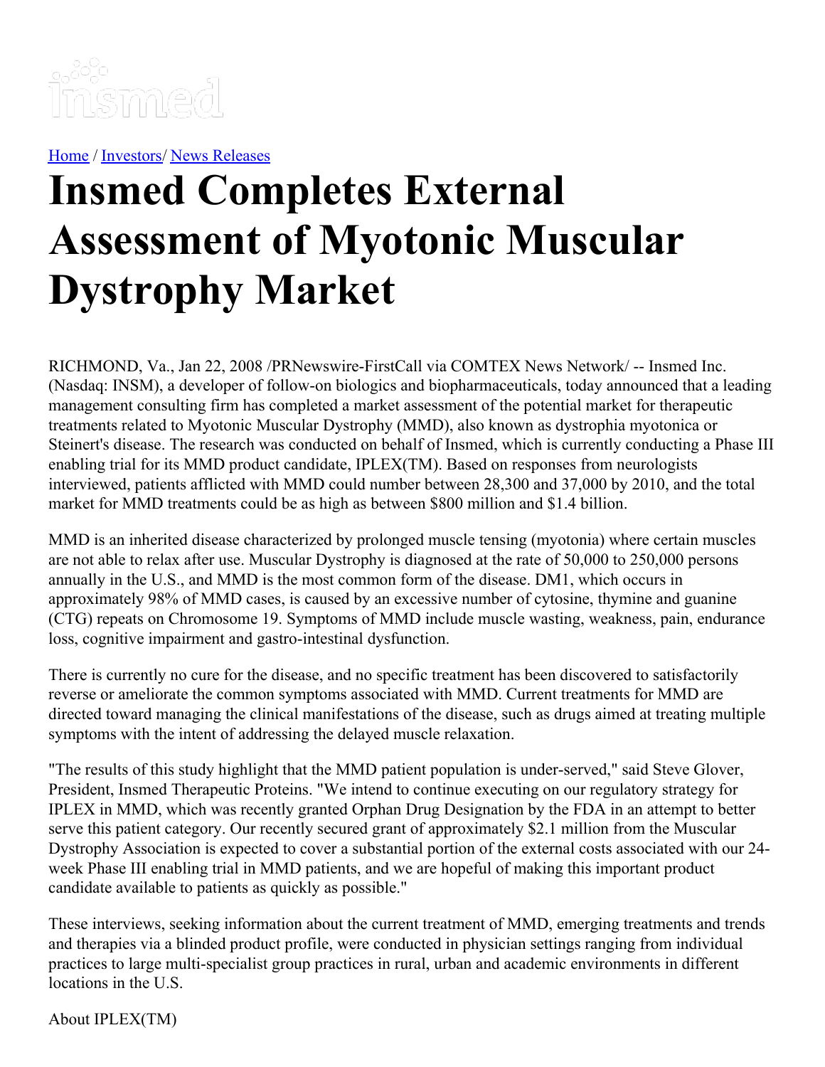Home / Investors/ News Releases

# Insmed Completes External Assessment of Myotonic Muscular Dystrophy Market

RICHMOND, Va., Jan 22, 2008 /PRNewswire-FirstCall via COMTEX News Network/ -- Insmed Inc. (Nasdaq: INSM), a developer of follow-on biologics and biopharmaceuticals, today announced that a leading management consulting firm has completed a market assessment of the potential market for therapeutic treatments related to Myotonic Muscular Dystrophy (MMD), also known as dystrophia myotonica or Steinert's disease. The research was conducted on behalf of Insmed, which is currently conducting a Phase III enabling trial for its MMD product candidate, IPLEX(TM). Based on responses from neurologists interviewed, patients afflicted with MMD could number between 28,300 and 37,000 by 2010, and the total market for MMD treatments could be as high as between $800 million and $1.4 billion.

MMD is an inherited disease characterized by prolonged muscle tensing (myotonia) where certain muscles are not able to relax after use. Muscular Dystrophy is diagnosed at the rate of 50,000 to 250,000 persons annually in the U.S., and MMD is the most common form of the disease. DM1, which occurs in approximately 98% of MMD cases, is caused by an excessive number of cytosine, thymine and guanine (CTG) repeats on Chromosome 19. Symptoms of MMD include muscle wasting, weakness, pain, endurance loss, cognitive impairment and gastro-intestinal dysfunction.

There is currently no cure for the disease, and no specific treatment has been discovered to satisfactorily reverse or ameliorate the common symptoms associated with MMD. Current treatments for MMD are directed toward managing the clinical manifestations of the disease, such as drugs aimed at treating multiple symptoms with the intent of addressing the delayed muscle relaxation.

"The results of this study highlight that the MMD patient population is under-served," said Steve Glover, President, Insmed Therapeutic Proteins. "We intend to continue executing on our regulatory strategy for IPLEX in MMD, which was recently granted Orphan Drug Designation by the FDA in an attempt to better serve this patient category. Our recently secured grant of approximately $2.1 million from the Muscular Dystrophy Association is expected to cover a substantial portion of the external costs associated with our 24-week Phase III enabling trial in MMD patients, and we are hopeful of making this important product candidate available to patients as quickly as possible."

These interviews, seeking information about the current treatment of MMD, emerging treatments and trends and therapies via a blinded product profile, were conducted in physician settings ranging from individual practices to large multi-specialist group practices in rural, urban and academic environments in different locations in the U.S.

About IPLEX(TM)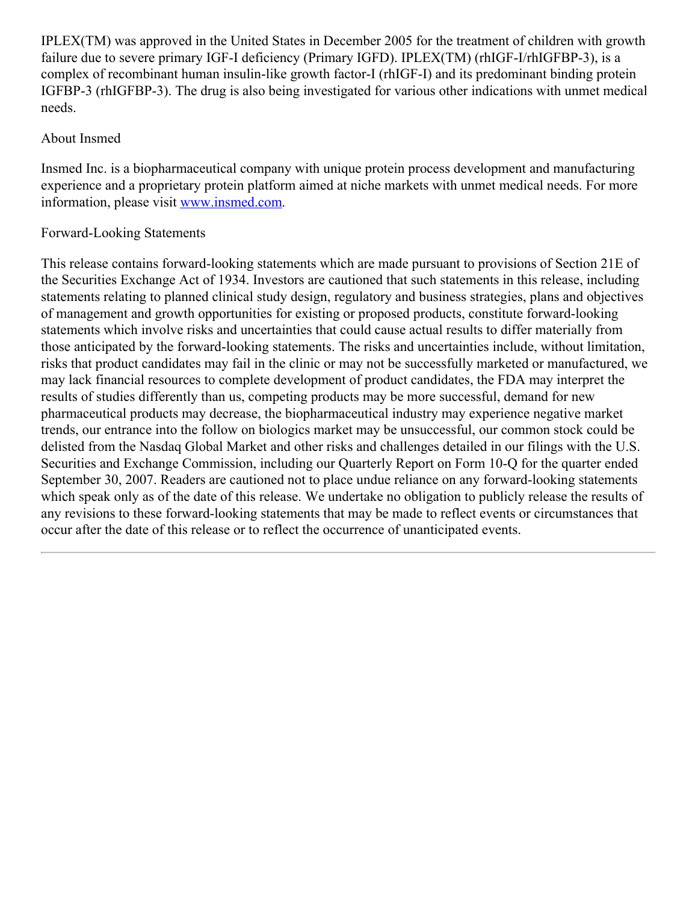IPLEX(TM) was approved in the United States in December 2005 for the treatment of children with growth failure due to severe primary IGF-I deficiency (Primary IGFD). IPLEX(TM) (rhIGF-I/rhIGFBP-3), is a complex of recombinant human insulin-like growth factor-I (rhIGF-I) and its predominant binding protein IGFBP-3 (rhIGFBP-3). The drug is also being investigated for various other indications with unmet medical needs.

About Insmed

Insmed Inc. is a biopharmaceutical company with unique protein process development and manufacturing experience and a proprietary protein platform aimed at niche markets with unmet medical needs. For more information, please visit [www.insmed.com](http://www.insmed.com).

Forward-Looking Statements

This release contains forward-looking statements which are made pursuant to provisions of Section 21E of the Securities Exchange Act of 1934. Investors are cautioned that such statements in this release, including statements relating to planned clinical study design, regulatory and business strategies, plans and objectives of management and growth opportunities for existing or proposed products, constitute forward-looking statements which involve risks and uncertainties that could cause actual results to differ materially from those anticipated by the forward-looking statements. The risks and uncertainties include, without limitation, risks that product candidates may fail in the clinic or may not be successfully marketed or manufactured, we may lack financial resources to complete development of product candidates, the FDA may interpret the results of studies differently than us, competing products may be more successful, demand for new pharmaceutical products may decrease, the biopharmaceutical industry may experience negative market trends, our entrance into the follow on biologics market may be unsuccessful, our common stock could be delisted from the Nasdaq Global Market and other risks and challenges detailed in our filings with the U.S. Securities and Exchange Commission, including our Quarterly Report on Form 10-Q for the quarter ended September 30, 2007. Readers are cautioned not to place undue reliance on any forward-looking statements which speak only as of the date of this release. We undertake no obligation to publicly release the results of any revisions to these forward-looking statements that may be made to reflect events or circumstances that occur after the date of this release or to reflect the occurrence of unanticipated events.